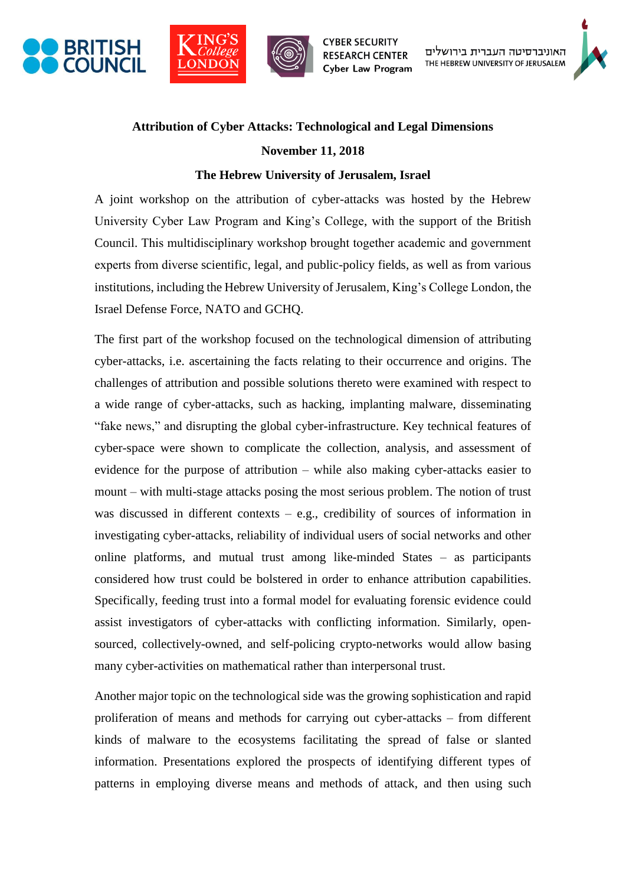BRITISH COUNCIL | KING'S College LONDON | CYBER SECURITY RESEARCH CENTER Cyber Law Program | האוניברסיטה העברית בירושלים THE HEBREW UNIVERSITY OF JERUSALEM

**Attribution of Cyber Attacks: Technological and Legal Dimensions**

**November 11, 2018**

**The Hebrew University of Jerusalem, Israel**

A joint workshop on the attribution of cyber-attacks was hosted by the Hebrew University Cyber Law Program and King's College, with the support of the British Council. This multidisciplinary workshop brought together academic and government experts from diverse scientific, legal, and public-policy fields, as well as from various institutions, including the Hebrew University of Jerusalem, King's College London, the Israel Defense Force, NATO and GCHQ.

The first part of the workshop focused on the technological dimension of attributing cyber-attacks, i.e. ascertaining the facts relating to their occurrence and origins. The challenges of attribution and possible solutions thereto were examined with respect to a wide range of cyber-attacks, such as hacking, implanting malware, disseminating "fake news," and disrupting the global cyber-infrastructure. Key technical features of cyber-space were shown to complicate the collection, analysis, and assessment of evidence for the purpose of attribution – while also making cyber-attacks easier to mount – with multi-stage attacks posing the most serious problem. The notion of trust was discussed in different contexts – e.g., credibility of sources of information in investigating cyber-attacks, reliability of individual users of social networks and other online platforms, and mutual trust among like-minded States – as participants considered how trust could be bolstered in order to enhance attribution capabilities. Specifically, feeding trust into a formal model for evaluating forensic evidence could assist investigators of cyber-attacks with conflicting information. Similarly, open-sourced, collectively-owned, and self-policing crypto-networks would allow basing many cyber-activities on mathematical rather than interpersonal trust.

Another major topic on the technological side was the growing sophistication and rapid proliferation of means and methods for carrying out cyber-attacks – from different kinds of malware to the ecosystems facilitating the spread of false or slanted information. Presentations explored the prospects of identifying different types of patterns in employing diverse means and methods of attack, and then using such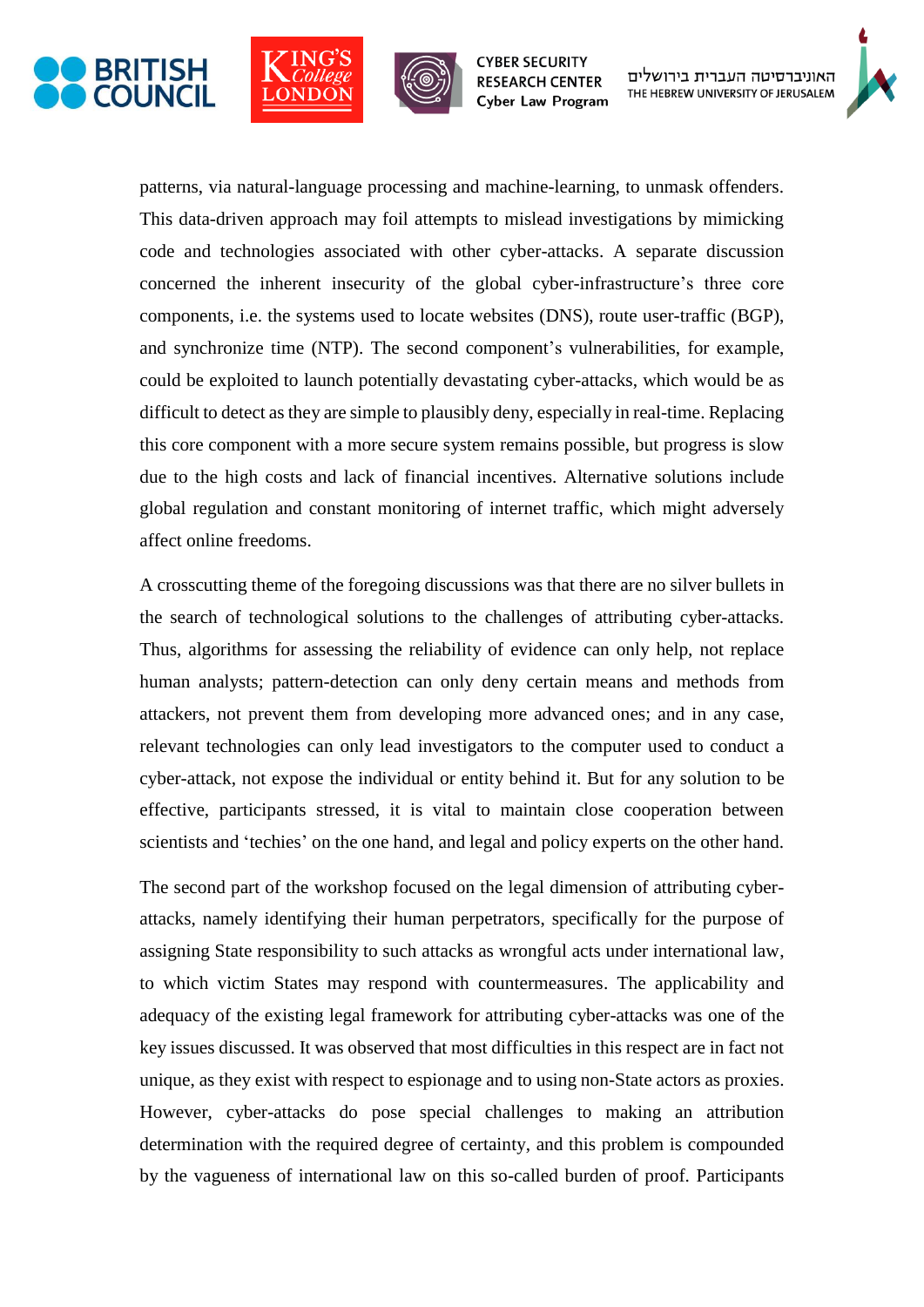patterns, via natural-language processing and machine-learning, to unmask offenders. This data-driven approach may foil attempts to mislead investigations by mimicking code and technologies associated with other cyber-attacks. A separate discussion concerned the inherent insecurity of the global cyber-infrastructure's three core components, i.e. the systems used to locate websites (DNS), route user-traffic (BGP), and synchronize time (NTP). The second component's vulnerabilities, for example, could be exploited to launch potentially devastating cyber-attacks, which would be as difficult to detect as they are simple to plausibly deny, especially in real-time. Replacing this core component with a more secure system remains possible, but progress is slow due to the high costs and lack of financial incentives. Alternative solutions include global regulation and constant monitoring of internet traffic, which might adversely affect online freedoms.

A crosscutting theme of the foregoing discussions was that there are no silver bullets in the search of technological solutions to the challenges of attributing cyber-attacks. Thus, algorithms for assessing the reliability of evidence can only help, not replace human analysts; pattern-detection can only deny certain means and methods from attackers, not prevent them from developing more advanced ones; and in any case, relevant technologies can only lead investigators to the computer used to conduct a cyber-attack, not expose the individual or entity behind it. But for any solution to be effective, participants stressed, it is vital to maintain close cooperation between scientists and 'techies' on the one hand, and legal and policy experts on the other hand.

The second part of the workshop focused on the legal dimension of attributing cyber-attacks, namely identifying their human perpetrators, specifically for the purpose of assigning State responsibility to such attacks as wrongful acts under international law, to which victim States may respond with countermeasures. The applicability and adequacy of the existing legal framework for attributing cyber-attacks was one of the key issues discussed. It was observed that most difficulties in this respect are in fact not unique, as they exist with respect to espionage and to using non-State actors as proxies. However, cyber-attacks do pose special challenges to making an attribution determination with the required degree of certainty, and this problem is compounded by the vagueness of international law on this so-called burden of proof. Participants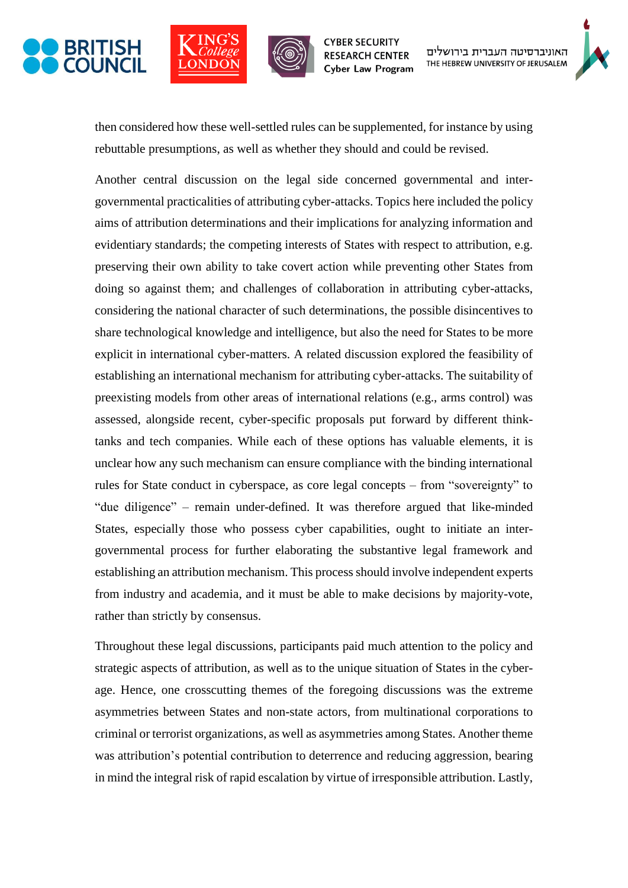then considered how these well-settled rules can be supplemented, for instance by using rebuttable presumptions, as well as whether they should and could be revised.

Another central discussion on the legal side concerned governmental and inter-governmental practicalities of attributing cyber-attacks. Topics here included the policy aims of attribution determinations and their implications for analyzing information and evidentiary standards; the competing interests of States with respect to attribution, e.g. preserving their own ability to take covert action while preventing other States from doing so against them; and challenges of collaboration in attributing cyber-attacks, considering the national character of such determinations, the possible disincentives to share technological knowledge and intelligence, but also the need for States to be more explicit in international cyber-matters. A related discussion explored the feasibility of establishing an international mechanism for attributing cyber-attacks. The suitability of preexisting models from other areas of international relations (e.g., arms control) was assessed, alongside recent, cyber-specific proposals put forward by different think-tanks and tech companies. While each of these options has valuable elements, it is unclear how any such mechanism can ensure compliance with the binding international rules for State conduct in cyberspace, as core legal concepts – from "sovereignty" to "due diligence" – remain under-defined. It was therefore argued that like-minded States, especially those who possess cyber capabilities, ought to initiate an inter-governmental process for further elaborating the substantive legal framework and establishing an attribution mechanism. This process should involve independent experts from industry and academia, and it must be able to make decisions by majority-vote, rather than strictly by consensus.

Throughout these legal discussions, participants paid much attention to the policy and strategic aspects of attribution, as well as to the unique situation of States in the cyber-age. Hence, one crosscutting themes of the foregoing discussions was the extreme asymmetries between States and non-state actors, from multinational corporations to criminal or terrorist organizations, as well as asymmetries among States. Another theme was attribution's potential contribution to deterrence and reducing aggression, bearing in mind the integral risk of rapid escalation by virtue of irresponsible attribution. Lastly,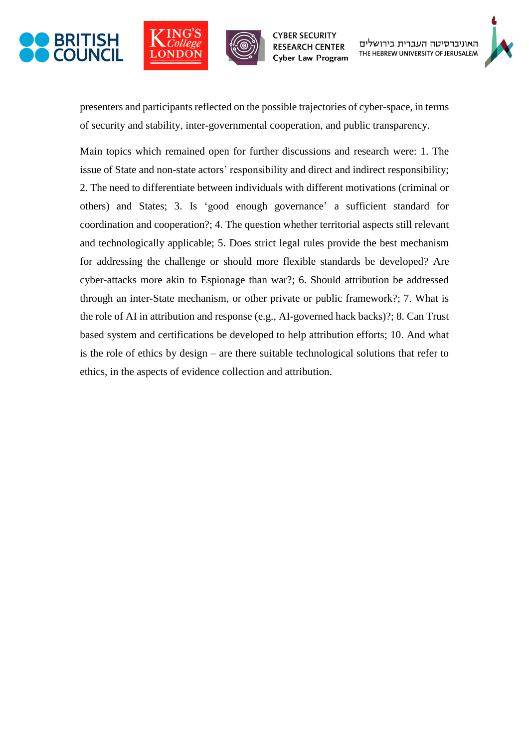presenters and participants reflected on the possible trajectories of cyber-space, in terms of security and stability, inter-governmental cooperation, and public transparency.

Main topics which remained open for further discussions and research were: 1. The issue of State and non-state actors' responsibility and direct and indirect responsibility; 2. The need to differentiate between individuals with different motivations (criminal or others) and States; 3. Is 'good enough governance' a sufficient standard for coordination and cooperation?; 4. The question whether territorial aspects still relevant and technologically applicable; 5. Does strict legal rules provide the best mechanism for addressing the challenge or should more flexible standards be developed? Are cyber-attacks more akin to Espionage than war?; 6. Should attribution be addressed through an inter-State mechanism, or other private or public framework?; 7. What is the role of AI in attribution and response (e.g., AI-governed hack backs)?; 8. Can Trust based system and certifications be developed to help attribution efforts; 10. And what is the role of ethics by design – are there suitable technological solutions that refer to ethics, in the aspects of evidence collection and attribution.